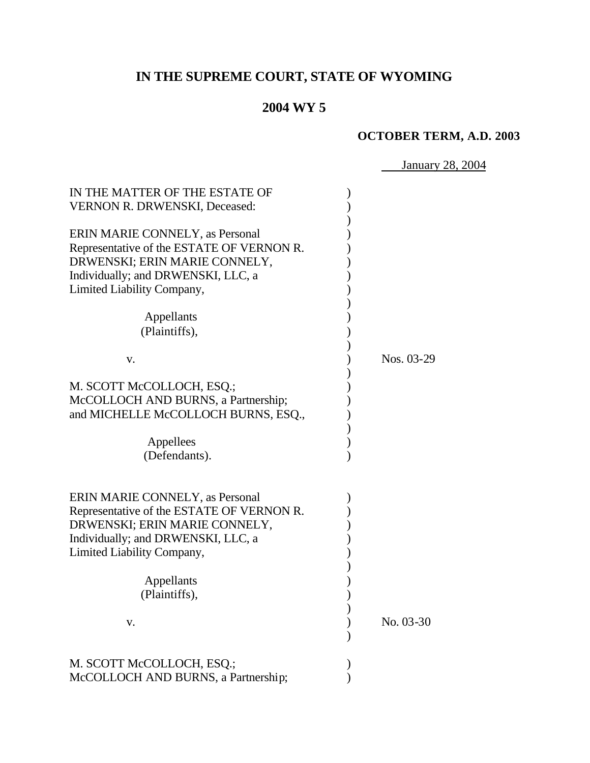# IN THE SUPREME COURT, STATE OF WYOMING

## 2004 WY 5

**OCTOBER TERM, A.D. 2003**

January 28, 2004

IN THE MATTER OF THE ESTATE OF VERNON R. DRWENSKI, Deceased:

ERIN MARIE CONNELY, as Personal Representative of the ESTATE OF VERNON R. DRWENSKI; ERIN MARIE CONNELY, Individually; and DRWENSKI, LLC, a Limited Liability Company,

Appellants (Plaintiffs),

v.

M. SCOTT McCOLLOCH, ESQ.; McCOLLOCH AND BURNS, a Partnership; and MICHELLE McCOLLOCH BURNS, ESQ.,

Appellees (Defendants).

Nos. 03-29

ERIN MARIE CONNELY, as Personal Representative of the ESTATE OF VERNON R. DRWENSKI; ERIN MARIE CONNELY, Individually; and DRWENSKI, LLC, a Limited Liability Company,

Appellants (Plaintiffs),

v.

M. SCOTT McCOLLOCH, ESQ.; McCOLLOCH AND BURNS, a Partnership;

No. 03-30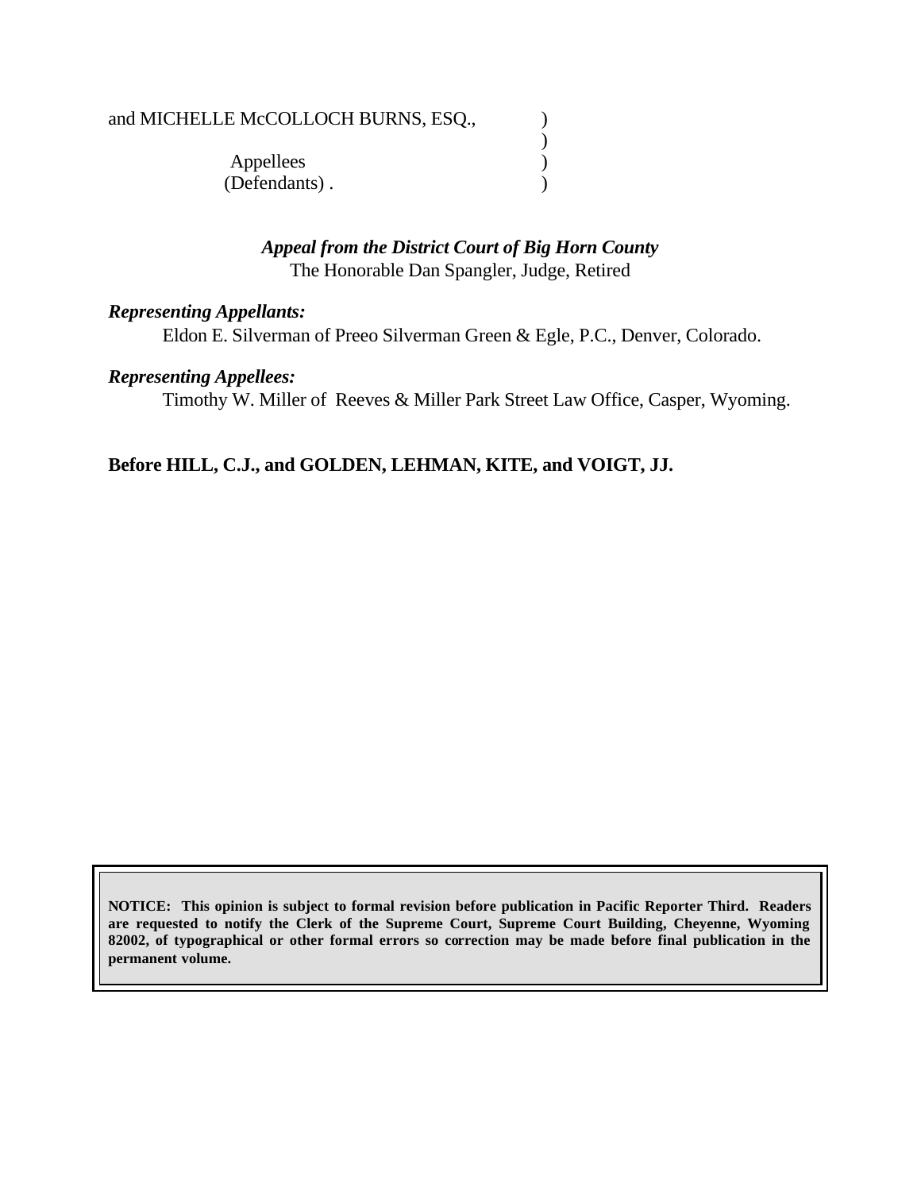and MICHELLE McCOLLOCH BURNS, ESQ., )
)
Appellees )
(Defendants) . )

*Appeal from the District Court of Big Horn County*
The Honorable Dan Spangler, Judge, Retired

*Representing Appellants:*
Eldon E. Silverman of Preeo Silverman Green & Egle, P.C., Denver, Colorado.

*Representing Appellees:*
Timothy W. Miller of Reeves & Miller Park Street Law Office, Casper, Wyoming.

**Before HILL, C.J., and GOLDEN, LEHMAN, KITE, and VOIGT, JJ.**

**NOTICE: This opinion is subject to formal revision before publication in Pacific Reporter Third. Readers are requested to notify the Clerk of the Supreme Court, Supreme Court Building, Cheyenne, Wyoming 82002, of typographical or other formal errors so correction may be made before final publication in the permanent volume.**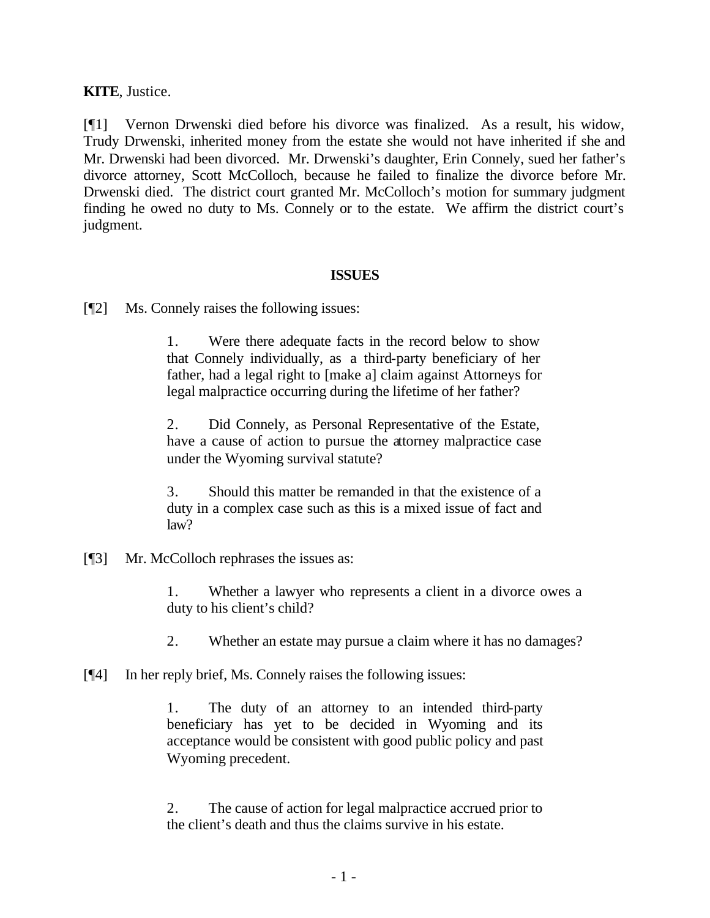**KITE**, Justice.

[¶1] Vernon Drwenski died before his divorce was finalized. As a result, his widow, Trudy Drwenski, inherited money from the estate she would not have inherited if she and Mr. Drwenski had been divorced. Mr. Drwenski's daughter, Erin Connely, sued her father's divorce attorney, Scott McColloch, because he failed to finalize the divorce before Mr. Drwenski died. The district court granted Mr. McColloch's motion for summary judgment finding he owed no duty to Ms. Connely or to the estate. We affirm the district court's judgment.

## ISSUES

[¶2] Ms. Connely raises the following issues:

> 1. Were there adequate facts in the record below to show that Connely individually, as a third-party beneficiary of her father, had a legal right to [make a] claim against Attorneys for legal malpractice occurring during the lifetime of her father?
>
> 2. Did Connely, as Personal Representative of the Estate, have a cause of action to pursue the attorney malpractice case under the Wyoming survival statute?
>
> 3. Should this matter be remanded in that the existence of a duty in a complex case such as this is a mixed issue of fact and law?

[¶3] Mr. McColloch rephrases the issues as:

> 1. Whether a lawyer who represents a client in a divorce owes a duty to his client's child?
>
> 2. Whether an estate may pursue a claim where it has no damages?

[¶4] In her reply brief, Ms. Connely raises the following issues:

> 1. The duty of an attorney to an intended third-party beneficiary has yet to be decided in Wyoming and its acceptance would be consistent with good public policy and past Wyoming precedent.
>
> 2. The cause of action for legal malpractice accrued prior to the client's death and thus the claims survive in his estate.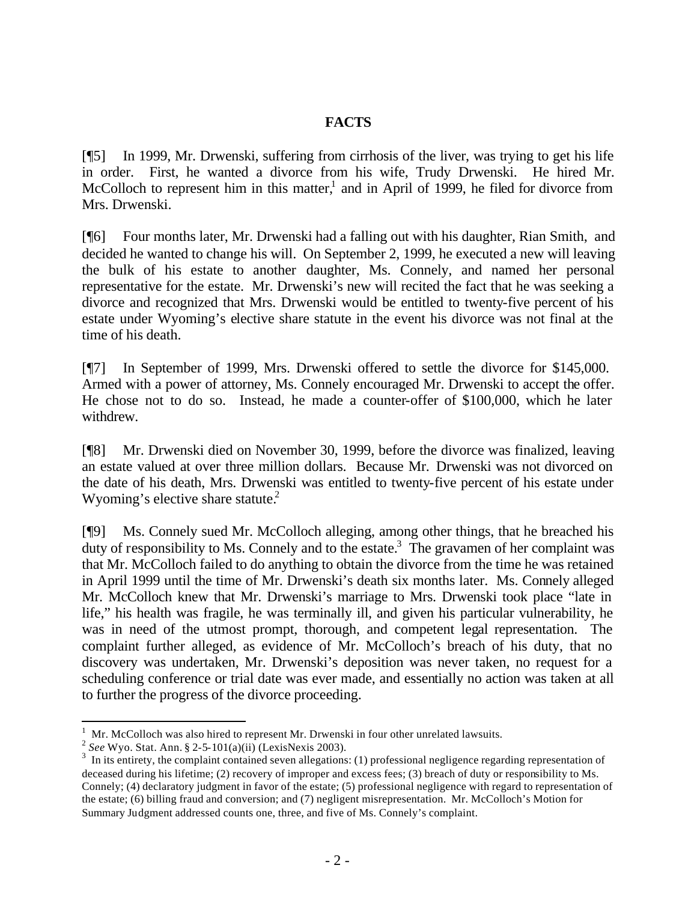## FACTS

[¶5] In 1999, Mr. Drwenski, suffering from cirrhosis of the liver, was trying to get his life in order. First, he wanted a divorce from his wife, Trudy Drwenski. He hired Mr. McColloch to represent him in this matter,[1] and in April of 1999, he filed for divorce from Mrs. Drwenski.

[¶6] Four months later, Mr. Drwenski had a falling out with his daughter, Rian Smith, and decided he wanted to change his will. On September 2, 1999, he executed a new will leaving the bulk of his estate to another daughter, Ms. Connely, and named her personal representative for the estate. Mr. Drwenski's new will recited the fact that he was seeking a divorce and recognized that Mrs. Drwenski would be entitled to twenty-five percent of his estate under Wyoming's elective share statute in the event his divorce was not final at the time of his death.

[¶7] In September of 1999, Mrs. Drwenski offered to settle the divorce for $145,000. Armed with a power of attorney, Ms. Connely encouraged Mr. Drwenski to accept the offer. He chose not to do so. Instead, he made a counter-offer of $100,000, which he later withdrew.

[¶8] Mr. Drwenski died on November 30, 1999, before the divorce was finalized, leaving an estate valued at over three million dollars. Because Mr. Drwenski was not divorced on the date of his death, Mrs. Drwenski was entitled to twenty-five percent of his estate under Wyoming's elective share statute.[2]

[¶9] Ms. Connely sued Mr. McColloch alleging, among other things, that he breached his duty of responsibility to Ms. Connely and to the estate.[3] The gravamen of her complaint was that Mr. McColloch failed to do anything to obtain the divorce from the time he was retained in April 1999 until the time of Mr. Drwenski's death six months later. Ms. Connely alleged Mr. McColloch knew that Mr. Drwenski's marriage to Mrs. Drwenski took place "late in life," his health was fragile, he was terminally ill, and given his particular vulnerability, he was in need of the utmost prompt, thorough, and competent legal representation. The complaint further alleged, as evidence of Mr. McColloch's breach of his duty, that no discovery was undertaken, Mr. Drwenski's deposition was never taken, no request for a scheduling conference or trial date was ever made, and essentially no action was taken at all to further the progress of the divorce proceeding.

---

[1] Mr. McColloch was also hired to represent Mr. Drwenski in four other unrelated lawsuits.

[2] *See* Wyo. Stat. Ann. § 2-5-101(a)(ii) (LexisNexis 2003).

[3] In its entirety, the complaint contained seven allegations: (1) professional negligence regarding representation of deceased during his lifetime; (2) recovery of improper and excess fees; (3) breach of duty or responsibility to Ms. Connely; (4) declaratory judgment in favor of the estate; (5) professional negligence with regard to representation of the estate; (6) billing fraud and conversion; and (7) negligent misrepresentation. Mr. McColloch's Motion for Summary Judgment addressed counts one, three, and five of Ms. Connely's complaint.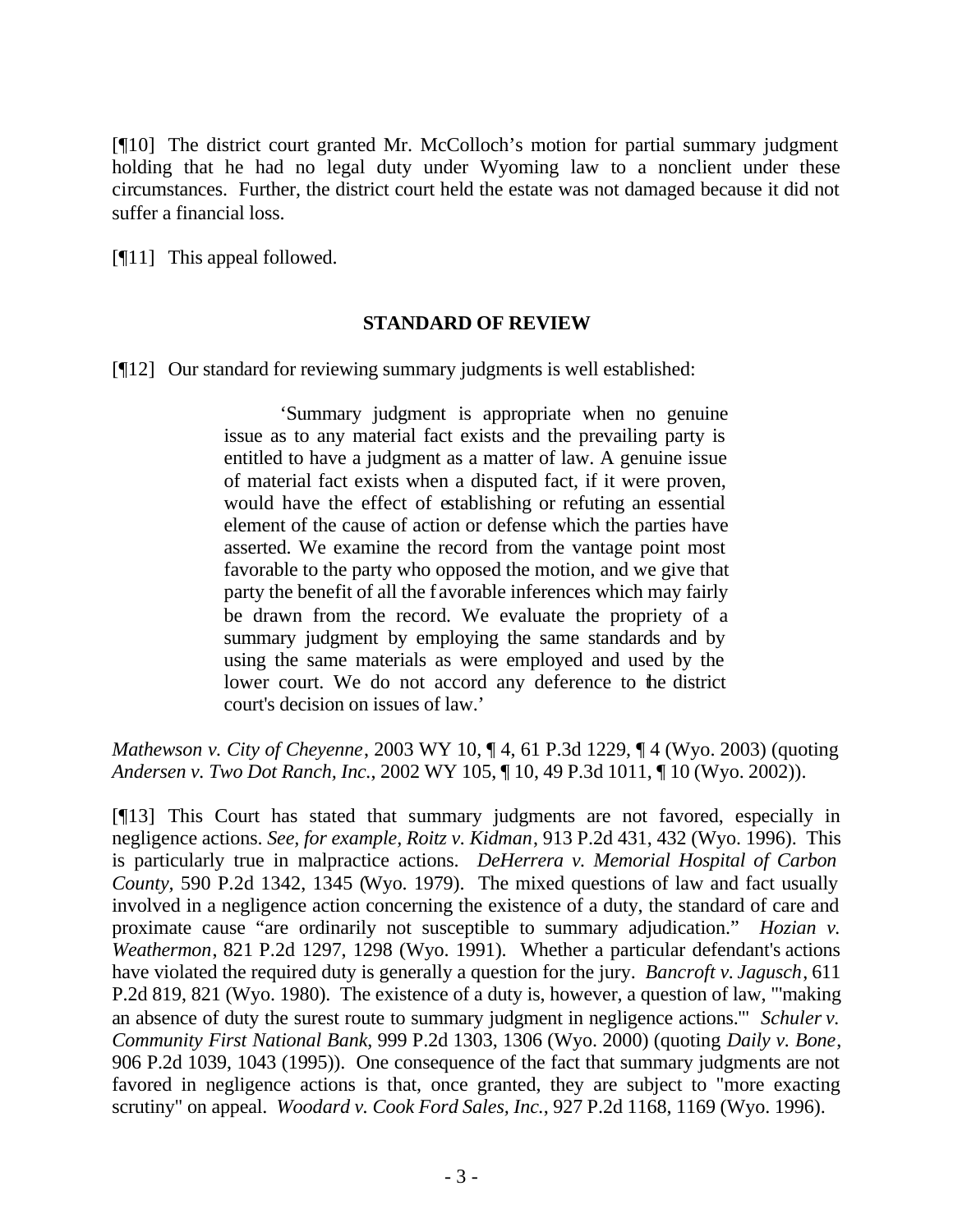[¶10] The district court granted Mr. McColloch's motion for partial summary judgment holding that he had no legal duty under Wyoming law to a nonclient under these circumstances. Further, the district court held the estate was not damaged because it did not suffer a financial loss.

[¶11] This appeal followed.

## STANDARD OF REVIEW

[¶12] Our standard for reviewing summary judgments is well established:

> 'Summary judgment is appropriate when no genuine issue as to any material fact exists and the prevailing party is entitled to have a judgment as a matter of law. A genuine issue of material fact exists when a disputed fact, if it were proven, would have the effect of establishing or refuting an essential element of the cause of action or defense which the parties have asserted. We examine the record from the vantage point most favorable to the party who opposed the motion, and we give that party the benefit of all the favorable inferences which may fairly be drawn from the record. We evaluate the propriety of a summary judgment by employing the same standards and by using the same materials as were employed and used by the lower court. We do not accord any deference to the district court's decision on issues of law.'

*Mathewson v. City of Cheyenne*, 2003 WY 10, ¶ 4, 61 P.3d 1229, ¶ 4 (Wyo. 2003) (quoting *Andersen v. Two Dot Ranch, Inc.*, 2002 WY 105, ¶ 10, 49 P.3d 1011, ¶ 10 (Wyo. 2002)).

[¶13] This Court has stated that summary judgments are not favored, especially in negligence actions. *See, for example, Roitz v. Kidman*, 913 P.2d 431, 432 (Wyo. 1996). This is particularly true in malpractice actions. *DeHerrera v. Memorial Hospital of Carbon County,* 590 P.2d 1342, 1345 (Wyo. 1979). The mixed questions of law and fact usually involved in a negligence action concerning the existence of a duty, the standard of care and proximate cause "are ordinarily not susceptible to summary adjudication." *Hozian v. Weathermon*, 821 P.2d 1297, 1298 (Wyo. 1991). Whether a particular defendant's actions have violated the required duty is generally a question for the jury. *Bancroft v. Jagusch*, 611 P.2d 819, 821 (Wyo. 1980). The existence of a duty is, however, a question of law, "'making an absence of duty the surest route to summary judgment in negligence actions.'" *Schuler v. Community First National Bank*, 999 P.2d 1303, 1306 (Wyo. 2000) (quoting *Daily v. Bone*, 906 P.2d 1039, 1043 (1995)). One consequence of the fact that summary judgments are not favored in negligence actions is that, once granted, they are subject to "more exacting scrutiny" on appeal. *Woodard v. Cook Ford Sales, Inc.*, 927 P.2d 1168, 1169 (Wyo. 1996).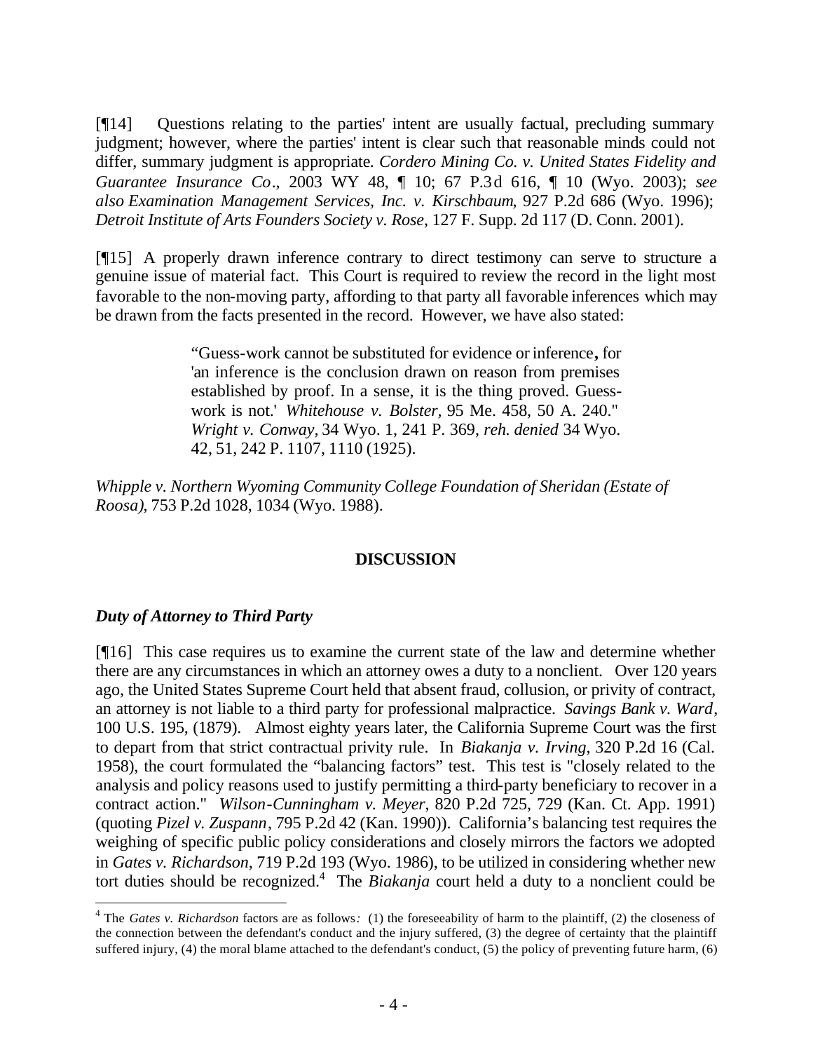[¶14] Questions relating to the parties' intent are usually factual, precluding summary judgment; however, where the parties' intent is clear such that reasonable minds could not differ, summary judgment is appropriate. *Cordero Mining Co. v. United States Fidelity and Guarantee Insurance Co*., 2003 WY 48, ¶ 10; 67 P.3d 616, ¶ 10 (Wyo. 2003); *see also Examination Management Services, Inc. v. Kirschbaum*, 927 P.2d 686 (Wyo. 1996); *Detroit Institute of Arts Founders Society v. Rose*, 127 F. Supp. 2d 117 (D. Conn. 2001).

[¶15] A properly drawn inference contrary to direct testimony can serve to structure a genuine issue of material fact. This Court is required to review the record in the light most favorable to the non-moving party, affording to that party all favorable inferences which may be drawn from the facts presented in the record. However, we have also stated:

> "Guess-work cannot be substituted for evidence or inference**,** for 'an inference is the conclusion drawn on reason from premises established by proof. In a sense, it is the thing proved. Guess-work is not.' *Whitehouse v. Bolster,* 95 Me. 458, 50 A. 240." *Wright v. Conway*, 34 Wyo. 1, 241 P. 369, *reh. denied* 34 Wyo. 42, 51, 242 P. 1107, 1110 (1925).

*Whipple v. Northern Wyoming Community College Foundation of Sheridan (Estate of Roosa)*, 753 P.2d 1028, 1034 (Wyo. 1988).

## DISCUSSION

### *Duty of Attorney to Third Party*

[¶16] This case requires us to examine the current state of the law and determine whether there are any circumstances in which an attorney owes a duty to a nonclient. Over 120 years ago, the United States Supreme Court held that absent fraud, collusion, or privity of contract, an attorney is not liable to a third party for professional malpractice. *Savings Bank v. Ward*, 100 U.S. 195, (1879). Almost eighty years later, the California Supreme Court was the first to depart from that strict contractual privity rule. In *Biakanja v. Irving*, 320 P.2d 16 (Cal. 1958), the court formulated the "balancing factors" test. This test is "closely related to the analysis and policy reasons used to justify permitting a third-party beneficiary to recover in a contract action." *Wilson-Cunningham v. Meyer*, 820 P.2d 725, 729 (Kan. Ct. App. 1991) (quoting *Pizel v. Zuspann*, 795 P.2d 42 (Kan. 1990)). California's balancing test requires the weighing of specific public policy considerations and closely mirrors the factors we adopted in *Gates v. Richardson*, 719 P.2d 193 (Wyo. 1986), to be utilized in considering whether new tort duties should be recognized.[4] The *Biakanja* court held a duty to a nonclient could be

[4] The *Gates v. Richardson* factors are as follows*:* (1) the foreseeability of harm to the plaintiff, (2) the closeness of the connection between the defendant's conduct and the injury suffered, (3) the degree of certainty that the plaintiff suffered injury, (4) the moral blame attached to the defendant's conduct, (5) the policy of preventing future harm, (6)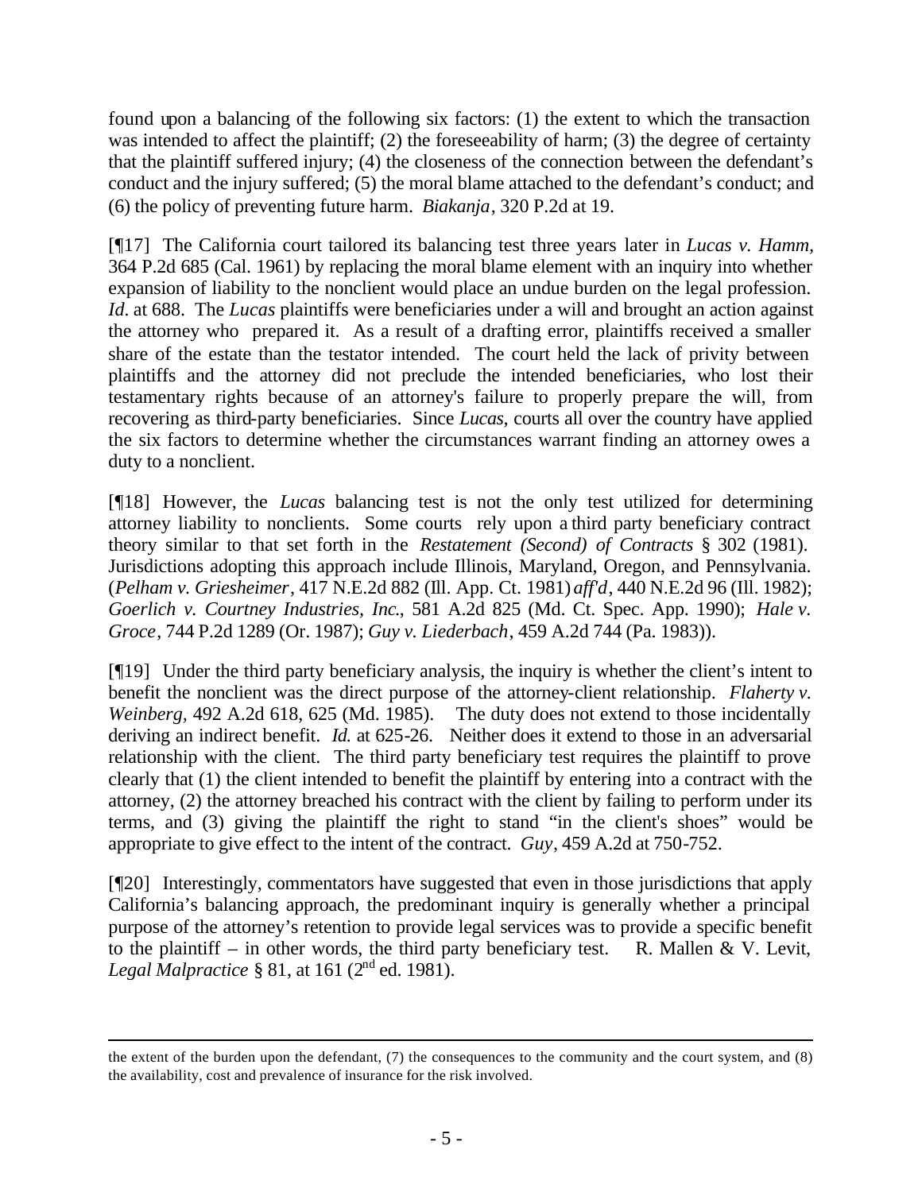found upon a balancing of the following six factors: (1) the extent to which the transaction was intended to affect the plaintiff; (2) the foreseeability of harm; (3) the degree of certainty that the plaintiff suffered injury; (4) the closeness of the connection between the defendant's conduct and the injury suffered; (5) the moral blame attached to the defendant's conduct; and (6) the policy of preventing future harm. *Biakanja*, 320 P.2d at 19.

[¶17] The California court tailored its balancing test three years later in *Lucas v. Hamm*, 364 P.2d 685 (Cal. 1961) by replacing the moral blame element with an inquiry into whether expansion of liability to the nonclient would place an undue burden on the legal profession. *Id*. at 688. The *Lucas* plaintiffs were beneficiaries under a will and brought an action against the attorney who prepared it. As a result of a drafting error, plaintiffs received a smaller share of the estate than the testator intended. The court held the lack of privity between plaintiffs and the attorney did not preclude the intended beneficiaries, who lost their testamentary rights because of an attorney's failure to properly prepare the will, from recovering as third-party beneficiaries. Since *Lucas,* courts all over the country have applied the six factors to determine whether the circumstances warrant finding an attorney owes a duty to a nonclient.

[¶18] However, the *Lucas* balancing test is not the only test utilized for determining attorney liability to nonclients. Some courts rely upon a third party beneficiary contract theory similar to that set forth in the *Restatement (Second) of Contracts* § 302 (1981). Jurisdictions adopting this approach include Illinois, Maryland, Oregon, and Pennsylvania. (*Pelham v. Griesheimer*, 417 N.E.2d 882 (Ill. App. Ct. 1981) *aff'd*, 440 N.E.2d 96 (Ill. 1982); *Goerlich v. Courtney Industries, Inc.*, 581 A.2d 825 (Md. Ct. Spec. App. 1990); *Hale v. Groce*, 744 P.2d 1289 (Or. 1987); *Guy v. Liederbach*, 459 A.2d 744 (Pa. 1983)).

[¶19] Under the third party beneficiary analysis, the inquiry is whether the client's intent to benefit the nonclient was the direct purpose of the attorney-client relationship. *Flaherty v. Weinberg,* 492 A.2d 618, 625 (Md. 1985). The duty does not extend to those incidentally deriving an indirect benefit. *Id.* at 625-26. Neither does it extend to those in an adversarial relationship with the client. The third party beneficiary test requires the plaintiff to prove clearly that (1) the client intended to benefit the plaintiff by entering into a contract with the attorney, (2) the attorney breached his contract with the client by failing to perform under its terms, and (3) giving the plaintiff the right to stand "in the client's shoes" would be appropriate to give effect to the intent of the contract. *Guy*, 459 A.2d at 750-752.

[¶20] Interestingly, commentators have suggested that even in those jurisdictions that apply California's balancing approach, the predominant inquiry is generally whether a principal purpose of the attorney's retention to provide legal services was to provide a specific benefit to the plaintiff – in other words, the third party beneficiary test. R. Mallen & V. Levit, *Legal Malpractice* § 81, at 161 (2nd ed. 1981).

---

the extent of the burden upon the defendant, (7) the consequences to the community and the court system, and (8) the availability, cost and prevalence of insurance for the risk involved.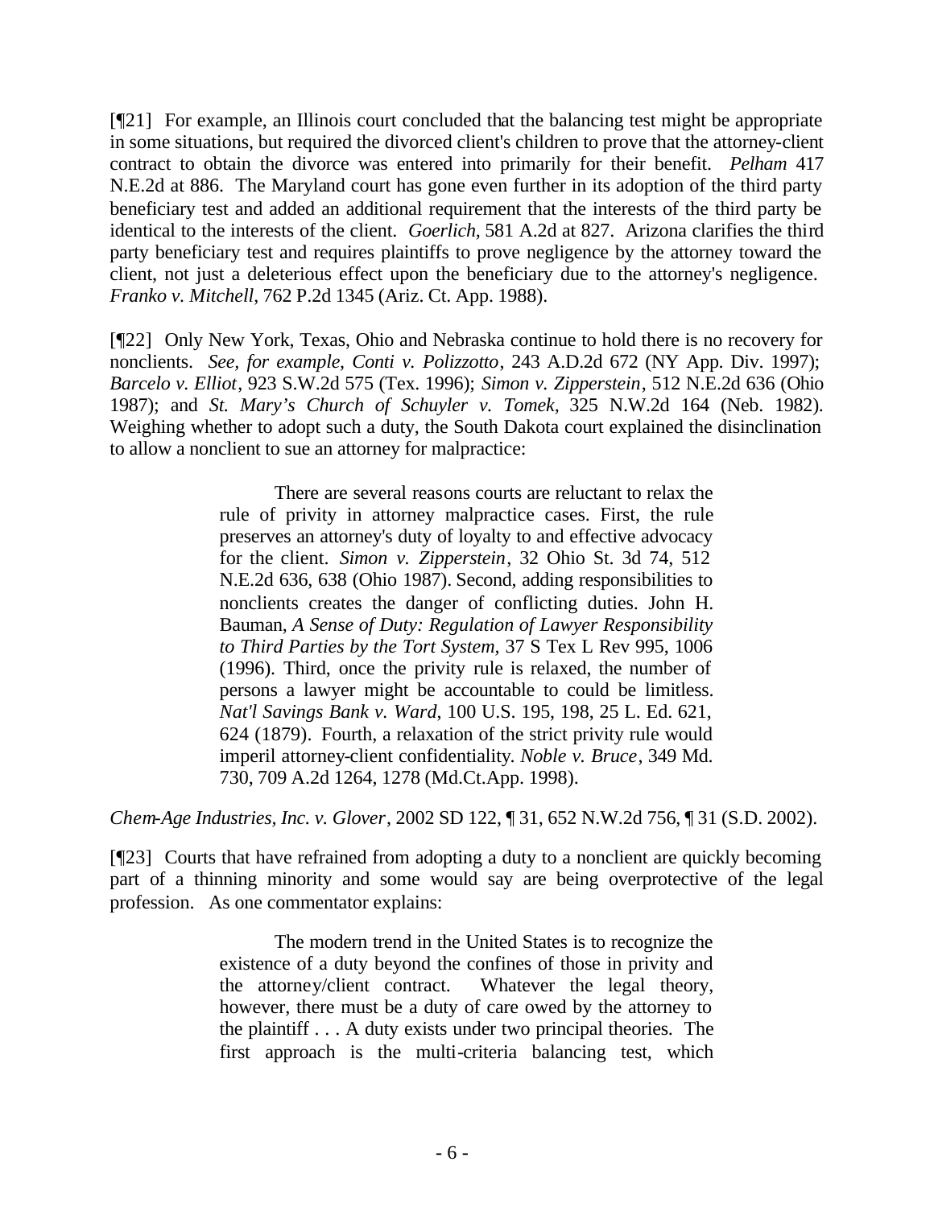[¶21] For example, an Illinois court concluded that the balancing test might be appropriate in some situations, but required the divorced client's children to prove that the attorney-client contract to obtain the divorce was entered into primarily for their benefit. *Pelham* 417 N.E.2d at 886. The Maryland court has gone even further in its adoption of the third party beneficiary test and added an additional requirement that the interests of the third party be identical to the interests of the client. *Goerlich,* 581 A.2d at 827. Arizona clarifies the third party beneficiary test and requires plaintiffs to prove negligence by the attorney toward the client, not just a deleterious effect upon the beneficiary due to the attorney's negligence. *Franko v. Mitchell*, 762 P.2d 1345 (Ariz. Ct. App. 1988).

[¶22] Only New York, Texas, Ohio and Nebraska continue to hold there is no recovery for nonclients. *See, for example, Conti v. Polizzotto*, 243 A.D.2d 672 (NY App. Div. 1997); *Barcelo v. Elliot*, 923 S.W.2d 575 (Tex. 1996); *Simon v. Zipperstein*, 512 N.E.2d 636 (Ohio 1987); and *St. Mary's Church of Schuyler v. Tomek,* 325 N.W.2d 164 (Neb. 1982). Weighing whether to adopt such a duty, the South Dakota court explained the disinclination to allow a nonclient to sue an attorney for malpractice:

> There are several reasons courts are reluctant to relax the rule of privity in attorney malpractice cases. First, the rule preserves an attorney's duty of loyalty to and effective advocacy for the client. *Simon v. Zipperstein*, 32 Ohio St. 3d 74, 512 N.E.2d 636, 638 (Ohio 1987). Second, adding responsibilities to nonclients creates the danger of conflicting duties. John H. Bauman, *A Sense of Duty: Regulation of Lawyer Responsibility to Third Parties by the Tort System*, 37 S Tex L Rev 995, 1006 (1996). Third, once the privity rule is relaxed, the number of persons a lawyer might be accountable to could be limitless. *Nat'l Savings Bank v. Ward*, 100 U.S. 195, 198, 25 L. Ed. 621, 624 (1879). Fourth, a relaxation of the strict privity rule would imperil attorney-client confidentiality. *Noble v. Bruce*, 349 Md. 730, 709 A.2d 1264, 1278 (Md.Ct.App. 1998).

*Chem-Age Industries, Inc. v. Glover*, 2002 SD 122, ¶ 31, 652 N.W.2d 756, ¶ 31 (S.D. 2002).

[¶23] Courts that have refrained from adopting a duty to a nonclient are quickly becoming part of a thinning minority and some would say are being overprotective of the legal profession. As one commentator explains:

> The modern trend in the United States is to recognize the existence of a duty beyond the confines of those in privity and the attorney/client contract. Whatever the legal theory, however, there must be a duty of care owed by the attorney to the plaintiff . . . A duty exists under two principal theories. The first approach is the multi-criteria balancing test, which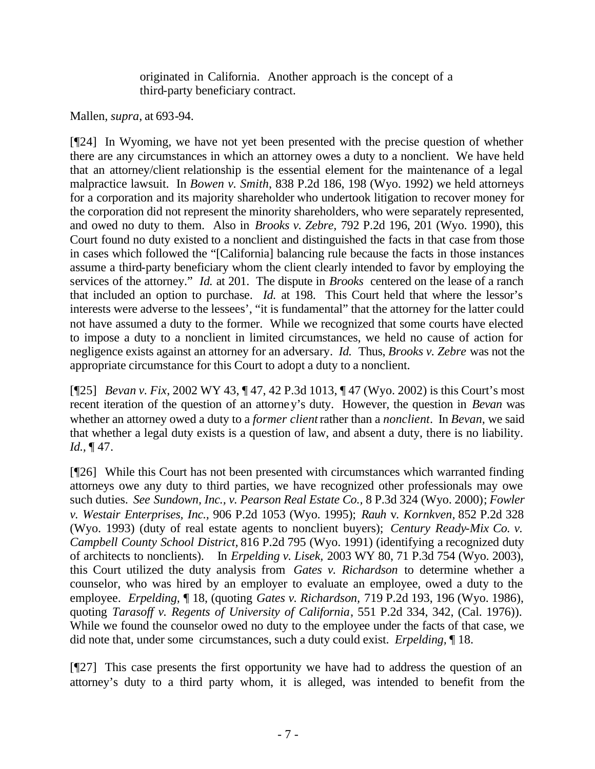> originated in California. Another approach is the concept of a third-party beneficiary contract.

Mallen, *supra*, at 693-94.

[¶24] In Wyoming, we have not yet been presented with the precise question of whether there are any circumstances in which an attorney owes a duty to a nonclient. We have held that an attorney/client relationship is the essential element for the maintenance of a legal malpractice lawsuit. In *Bowen v. Smith*, 838 P.2d 186, 198 (Wyo. 1992) we held attorneys for a corporation and its majority shareholder who undertook litigation to recover money for the corporation did not represent the minority shareholders, who were separately represented, and owed no duty to them. Also in *Brooks v. Zebre*, 792 P.2d 196, 201 (Wyo. 1990), this Court found no duty existed to a nonclient and distinguished the facts in that case from those in cases which followed the "[California] balancing rule because the facts in those instances assume a third-party beneficiary whom the client clearly intended to favor by employing the services of the attorney." *Id.* at 201. The dispute in *Brooks* centered on the lease of a ranch that included an option to purchase. *Id.* at 198. This Court held that where the lessor's interests were adverse to the lessees', "it is fundamental" that the attorney for the latter could not have assumed a duty to the former. While we recognized that some courts have elected to impose a duty to a nonclient in limited circumstances, we held no cause of action for negligence exists against an attorney for an adversary. *Id.* Thus, *Brooks v. Zebre* was not the appropriate circumstance for this Court to adopt a duty to a nonclient.

[¶25] *Bevan v. Fix*, 2002 WY 43, ¶ 47, 42 P.3d 1013, ¶ 47 (Wyo. 2002) is this Court's most recent iteration of the question of an attorney's duty. However, the question in *Bevan* was whether an attorney owed a duty to a *former client* rather than a *nonclient*. In *Bevan*, we said that whether a legal duty exists is a question of law, and absent a duty, there is no liability. *Id.*, ¶ 47.

[¶26] While this Court has not been presented with circumstances which warranted finding attorneys owe any duty to third parties, we have recognized other professionals may owe such duties. *See Sundown, Inc., v. Pearson Real Estate Co.,* 8 P.3d 324 (Wyo. 2000); *Fowler v. Westair Enterprises, Inc.*, 906 P.2d 1053 (Wyo. 1995); *Rauh* v. *Kornkven*, 852 P.2d 328 (Wyo. 1993) (duty of real estate agents to nonclient buyers); *Century Ready-Mix Co. v. Campbell County School District,* 816 P.2d 795 (Wyo. 1991) (identifying a recognized duty of architects to nonclients). In *Erpelding v. Lisek,* 2003 WY 80, 71 P.3d 754 (Wyo. 2003), this Court utilized the duty analysis from *Gates v. Richardson* to determine whether a counselor, who was hired by an employer to evaluate an employee, owed a duty to the employee. *Erpelding*, ¶ 18, (quoting *Gates v. Richardson*, 719 P.2d 193, 196 (Wyo. 1986), quoting *Tarasoff v. Regents of University of California*, 551 P.2d 334, 342, (Cal. 1976)). While we found the counselor owed no duty to the employee under the facts of that case, we did note that, under some circumstances, such a duty could exist. *Erpelding*, ¶ 18.

[¶27] This case presents the first opportunity we have had to address the question of an attorney's duty to a third party whom, it is alleged, was intended to benefit from the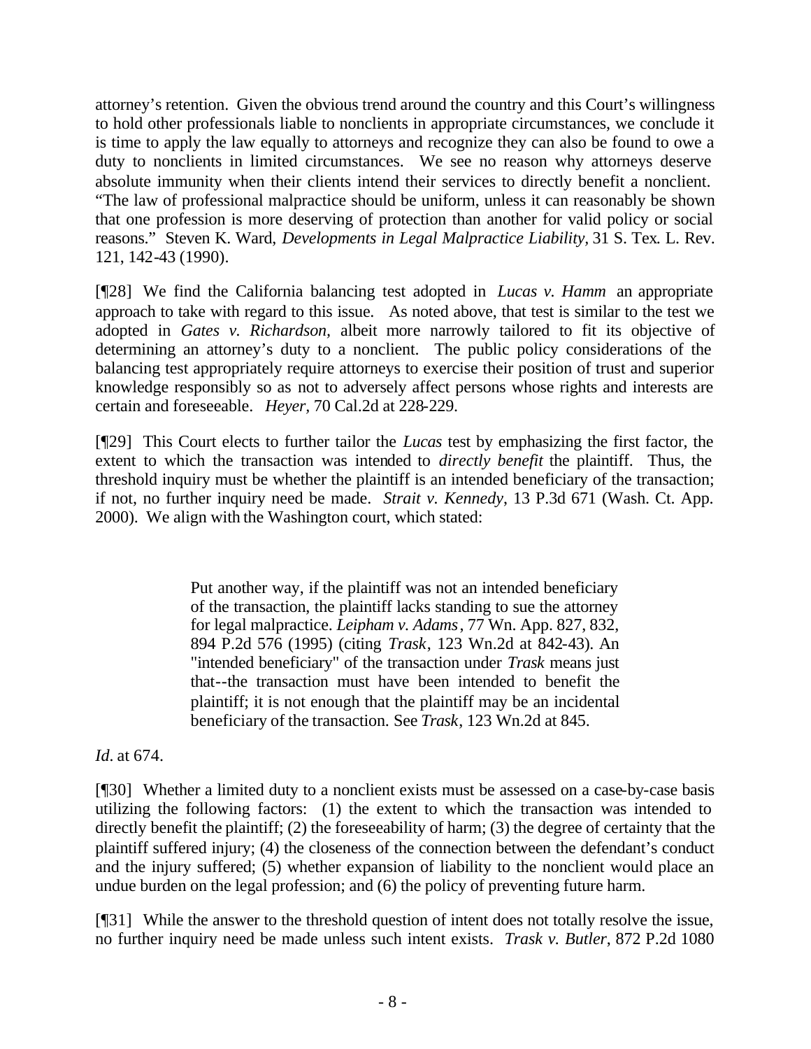attorney's retention. Given the obvious trend around the country and this Court's willingness to hold other professionals liable to nonclients in appropriate circumstances, we conclude it is time to apply the law equally to attorneys and recognize they can also be found to owe a duty to nonclients in limited circumstances. We see no reason why attorneys deserve absolute immunity when their clients intend their services to directly benefit a nonclient. "The law of professional malpractice should be uniform, unless it can reasonably be shown that one profession is more deserving of protection than another for valid policy or social reasons." Steven K. Ward, *Developments in Legal Malpractice Liability*, 31 S. Tex. L. Rev. 121, 142-43 (1990).

[¶28] We find the California balancing test adopted in *Lucas v. Hamm* an appropriate approach to take with regard to this issue. As noted above, that test is similar to the test we adopted in *Gates v. Richardson*, albeit more narrowly tailored to fit its objective of determining an attorney's duty to a nonclient. The public policy considerations of the balancing test appropriately require attorneys to exercise their position of trust and superior knowledge responsibly so as not to adversely affect persons whose rights and interests are certain and foreseeable. *Heyer*, 70 Cal.2d at 228-229.

[¶29] This Court elects to further tailor the *Lucas* test by emphasizing the first factor, the extent to which the transaction was intended to *directly benefit* the plaintiff. Thus, the threshold inquiry must be whether the plaintiff is an intended beneficiary of the transaction; if not, no further inquiry need be made. *Strait v. Kennedy*, 13 P.3d 671 (Wash. Ct. App. 2000). We align with the Washington court, which stated:

> Put another way, if the plaintiff was not an intended beneficiary of the transaction, the plaintiff lacks standing to sue the attorney for legal malpractice. *Leipham v. Adams*, 77 Wn. App. 827, 832, 894 P.2d 576 (1995) (citing *Trask*, 123 Wn.2d at 842-43). An "intended beneficiary" of the transaction under *Trask* means just that--the transaction must have been intended to benefit the plaintiff; it is not enough that the plaintiff may be an incidental beneficiary of the transaction. See *Trask*, 123 Wn.2d at 845.

*Id*. at 674.

[¶30] Whether a limited duty to a nonclient exists must be assessed on a case-by-case basis utilizing the following factors: (1) the extent to which the transaction was intended to directly benefit the plaintiff; (2) the foreseeability of harm; (3) the degree of certainty that the plaintiff suffered injury; (4) the closeness of the connection between the defendant's conduct and the injury suffered; (5) whether expansion of liability to the nonclient would place an undue burden on the legal profession; and (6) the policy of preventing future harm.

[¶31] While the answer to the threshold question of intent does not totally resolve the issue, no further inquiry need be made unless such intent exists. *Trask v. Butler*, 872 P.2d 1080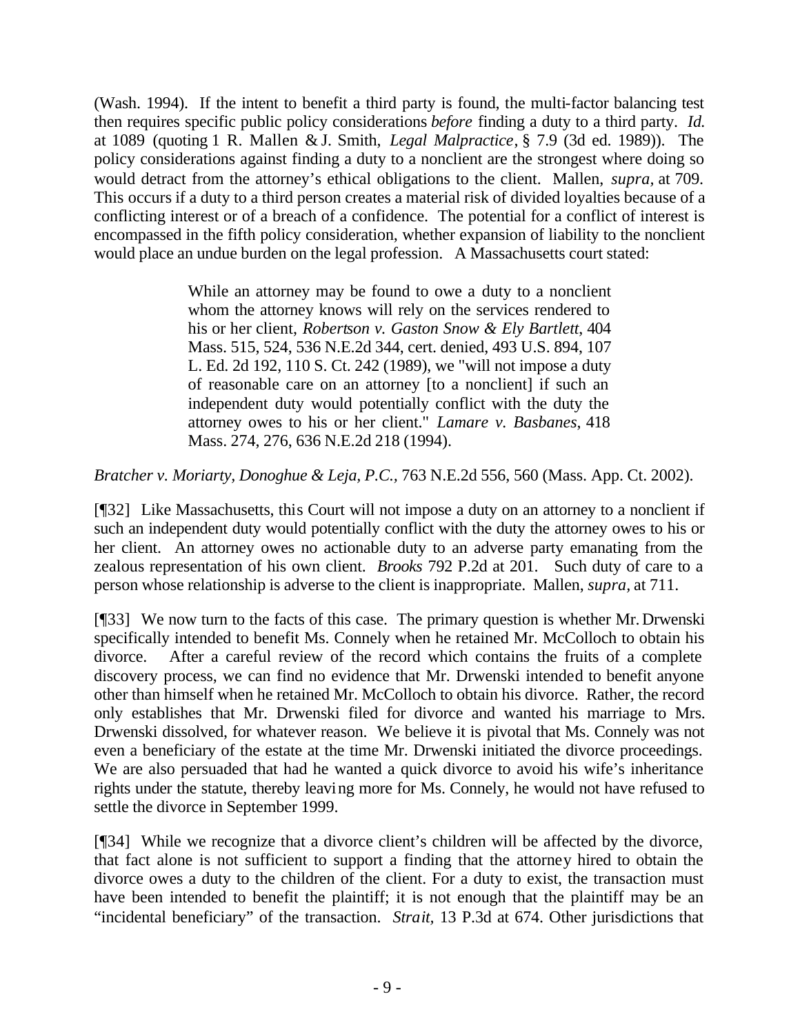(Wash. 1994). If the intent to benefit a third party is found, the multi-factor balancing test then requires specific public policy considerations *before* finding a duty to a third party. *Id.* at 1089 (quoting 1 R. Mallen & J. Smith, *Legal Malpractice*, § 7.9 (3d ed. 1989)). The policy considerations against finding a duty to a nonclient are the strongest where doing so would detract from the attorney's ethical obligations to the client. Mallen, *supra,* at 709. This occurs if a duty to a third person creates a material risk of divided loyalties because of a conflicting interest or of a breach of a confidence. The potential for a conflict of interest is encompassed in the fifth policy consideration, whether expansion of liability to the nonclient would place an undue burden on the legal profession. A Massachusetts court stated:

> While an attorney may be found to owe a duty to a nonclient whom the attorney knows will rely on the services rendered to his or her client, *Robertson v. Gaston Snow & Ely Bartlett*, 404 Mass. 515, 524, 536 N.E.2d 344, cert. denied, 493 U.S. 894, 107 L. Ed. 2d 192, 110 S. Ct. 242 (1989), we "will not impose a duty of reasonable care on an attorney [to a nonclient] if such an independent duty would potentially conflict with the duty the attorney owes to his or her client." *Lamare v. Basbanes*, 418 Mass. 274, 276, 636 N.E.2d 218 (1994).

*Bratcher v. Moriarty, Donoghue & Leja, P.C.*, 763 N.E.2d 556, 560 (Mass. App. Ct. 2002).

[¶32] Like Massachusetts, this Court will not impose a duty on an attorney to a nonclient if such an independent duty would potentially conflict with the duty the attorney owes to his or her client. An attorney owes no actionable duty to an adverse party emanating from the zealous representation of his own client. *Brooks* 792 P.2d at 201. Such duty of care to a person whose relationship is adverse to the client is inappropriate. Mallen, *supra,* at 711.

[¶33] We now turn to the facts of this case. The primary question is whether Mr. Drwenski specifically intended to benefit Ms. Connely when he retained Mr. McColloch to obtain his divorce. After a careful review of the record which contains the fruits of a complete discovery process, we can find no evidence that Mr. Drwenski intended to benefit anyone other than himself when he retained Mr. McColloch to obtain his divorce. Rather, the record only establishes that Mr. Drwenski filed for divorce and wanted his marriage to Mrs. Drwenski dissolved, for whatever reason. We believe it is pivotal that Ms. Connely was not even a beneficiary of the estate at the time Mr. Drwenski initiated the divorce proceedings. We are also persuaded that had he wanted a quick divorce to avoid his wife's inheritance rights under the statute, thereby leaving more for Ms. Connely, he would not have refused to settle the divorce in September 1999.

[¶34] While we recognize that a divorce client's children will be affected by the divorce, that fact alone is not sufficient to support a finding that the attorney hired to obtain the divorce owes a duty to the children of the client. For a duty to exist, the transaction must have been intended to benefit the plaintiff; it is not enough that the plaintiff may be an "incidental beneficiary" of the transaction. *Strait*, 13 P.3d at 674. Other jurisdictions that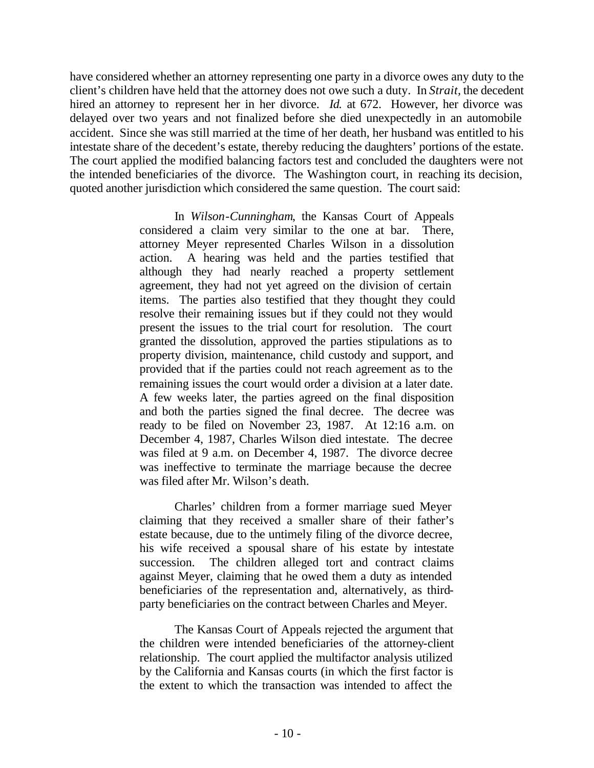have considered whether an attorney representing one party in a divorce owes any duty to the client's children have held that the attorney does not owe such a duty. In *Strait*, the decedent hired an attorney to represent her in her divorce. *Id.* at 672. However, her divorce was delayed over two years and not finalized before she died unexpectedly in an automobile accident. Since she was still married at the time of her death, her husband was entitled to his intestate share of the decedent's estate, thereby reducing the daughters' portions of the estate. The court applied the modified balancing factors test and concluded the daughters were not the intended beneficiaries of the divorce. The Washington court, in reaching its decision, quoted another jurisdiction which considered the same question. The court said:

> In *Wilson-Cunningham*, the Kansas Court of Appeals considered a claim very similar to the one at bar. There, attorney Meyer represented Charles Wilson in a dissolution action. A hearing was held and the parties testified that although they had nearly reached a property settlement agreement, they had not yet agreed on the division of certain items. The parties also testified that they thought they could resolve their remaining issues but if they could not they would present the issues to the trial court for resolution. The court granted the dissolution, approved the parties stipulations as to property division, maintenance, child custody and support, and provided that if the parties could not reach agreement as to the remaining issues the court would order a division at a later date. A few weeks later, the parties agreed on the final disposition and both the parties signed the final decree. The decree was ready to be filed on November 23, 1987. At 12:16 a.m. on December 4, 1987, Charles Wilson died intestate. The decree was filed at 9 a.m. on December 4, 1987. The divorce decree was ineffective to terminate the marriage because the decree was filed after Mr. Wilson's death.
>
> Charles' children from a former marriage sued Meyer claiming that they received a smaller share of their father's estate because, due to the untimely filing of the divorce decree, his wife received a spousal share of his estate by intestate succession. The children alleged tort and contract claims against Meyer, claiming that he owed them a duty as intended beneficiaries of the representation and, alternatively, as third-party beneficiaries on the contract between Charles and Meyer.
>
> The Kansas Court of Appeals rejected the argument that the children were intended beneficiaries of the attorney-client relationship. The court applied the multifactor analysis utilized by the California and Kansas courts (in which the first factor is the extent to which the transaction was intended to affect the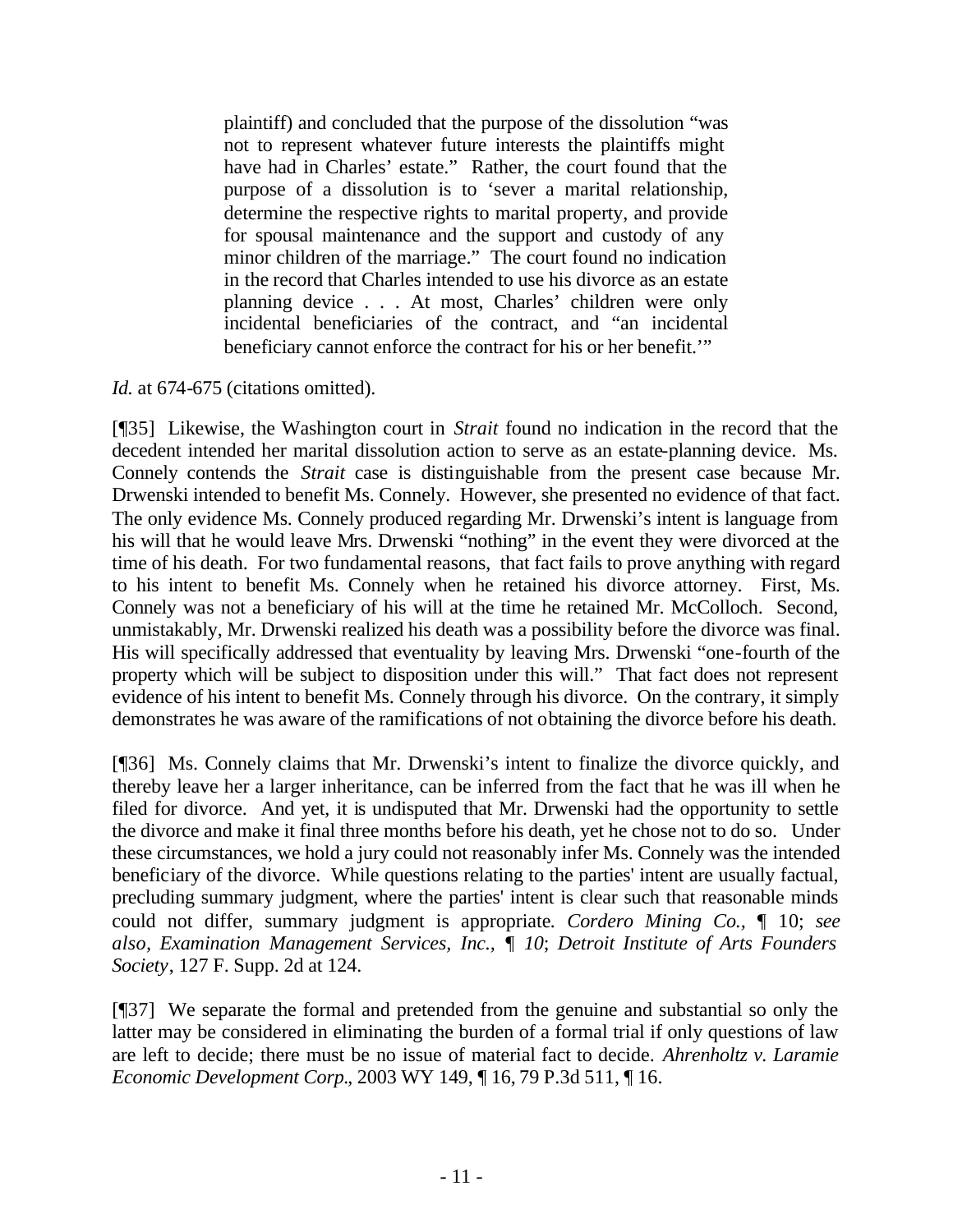> plaintiff) and concluded that the purpose of the dissolution "was not to represent whatever future interests the plaintiffs might have had in Charles' estate." Rather, the court found that the purpose of a dissolution is to 'sever a marital relationship, determine the respective rights to marital property, and provide for spousal maintenance and the support and custody of any minor children of the marriage." The court found no indication in the record that Charles intended to use his divorce as an estate planning device . . . At most, Charles' children were only incidental beneficiaries of the contract, and "an incidental beneficiary cannot enforce the contract for his or her benefit.'"

*Id.* at 674-675 (citations omitted).

[¶35] Likewise, the Washington court in *Strait* found no indication in the record that the decedent intended her marital dissolution action to serve as an estate-planning device. Ms. Connely contends the *Strait* case is distinguishable from the present case because Mr. Drwenski intended to benefit Ms. Connely. However, she presented no evidence of that fact. The only evidence Ms. Connely produced regarding Mr. Drwenski's intent is language from his will that he would leave Mrs. Drwenski "nothing" in the event they were divorced at the time of his death. For two fundamental reasons, that fact fails to prove anything with regard to his intent to benefit Ms. Connely when he retained his divorce attorney. First, Ms. Connely was not a beneficiary of his will at the time he retained Mr. McColloch. Second, unmistakably, Mr. Drwenski realized his death was a possibility before the divorce was final. His will specifically addressed that eventuality by leaving Mrs. Drwenski "one-fourth of the property which will be subject to disposition under this will." That fact does not represent evidence of his intent to benefit Ms. Connely through his divorce. On the contrary, it simply demonstrates he was aware of the ramifications of not obtaining the divorce before his death.

[¶36] Ms. Connely claims that Mr. Drwenski's intent to finalize the divorce quickly, and thereby leave her a larger inheritance, can be inferred from the fact that he was ill when he filed for divorce. And yet, it is undisputed that Mr. Drwenski had the opportunity to settle the divorce and make it final three months before his death, yet he chose not to do so. Under these circumstances, we hold a jury could not reasonably infer Ms. Connely was the intended beneficiary of the divorce. While questions relating to the parties' intent are usually factual, precluding summary judgment, where the parties' intent is clear such that reasonable minds could not differ, summary judgment is appropriate. *Cordero Mining Co.*, ¶ 10; *see also, Examination Management Services, Inc., ¶ 10*; *Detroit Institute of Arts Founders Society*, 127 F. Supp. 2d at 124.

[¶37] We separate the formal and pretended from the genuine and substantial so only the latter may be considered in eliminating the burden of a formal trial if only questions of law are left to decide; there must be no issue of material fact to decide. *Ahrenholtz v. Laramie Economic Development Corp.*, 2003 WY 149, ¶ 16, 79 P.3d 511, ¶ 16.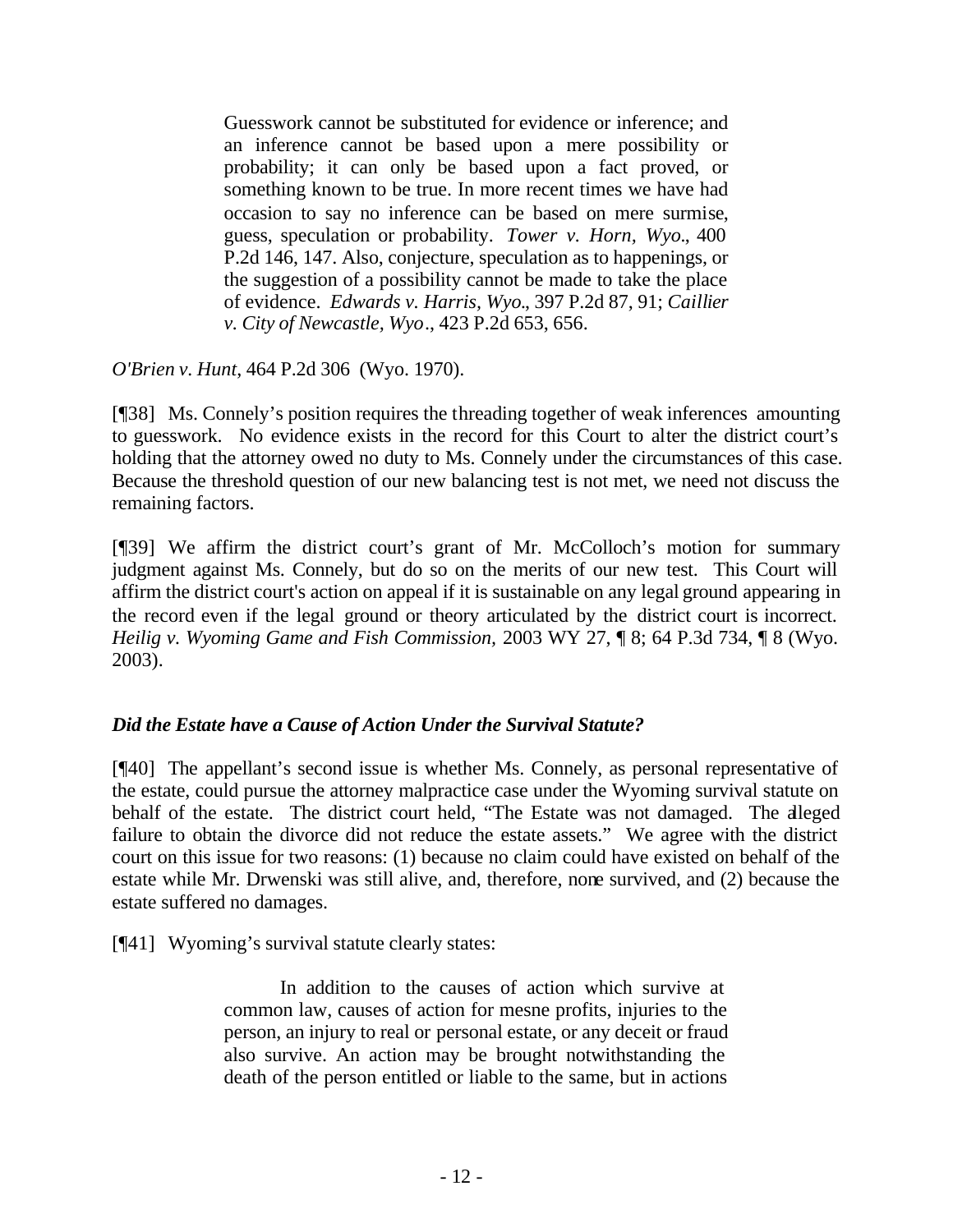> Guesswork cannot be substituted for evidence or inference; and an inference cannot be based upon a mere possibility or probability; it can only be based upon a fact proved, or something known to be true. In more recent times we have had occasion to say no inference can be based on mere surmise, guess, speculation or probability. *Tower v. Horn, Wyo.*, 400 P.2d 146, 147. Also, conjecture, speculation as to happenings, or the suggestion of a possibility cannot be made to take the place of evidence. *Edwards v. Harris, Wyo.*, 397 P.2d 87, 91; *Caillier v. City of Newcastle, Wyo*., 423 P.2d 653, 656.

*O'Brien v. Hunt*, 464 P.2d 306 (Wyo. 1970).

[¶38] Ms. Connely's position requires the threading together of weak inferences amounting to guesswork. No evidence exists in the record for this Court to alter the district court's holding that the attorney owed no duty to Ms. Connely under the circumstances of this case. Because the threshold question of our new balancing test is not met, we need not discuss the remaining factors.

[¶39] We affirm the district court's grant of Mr. McColloch's motion for summary judgment against Ms. Connely, but do so on the merits of our new test. This Court will affirm the district court's action on appeal if it is sustainable on any legal ground appearing in the record even if the legal ground or theory articulated by the district court is incorrect. *Heilig v. Wyoming Game and Fish Commission,* 2003 WY 27, ¶ 8; 64 P.3d 734, ¶ 8 (Wyo. 2003).

### *Did the Estate have a Cause of Action Under the Survival Statute?*

[¶40] The appellant's second issue is whether Ms. Connely, as personal representative of the estate, could pursue the attorney malpractice case under the Wyoming survival statute on behalf of the estate. The district court held, "The Estate was not damaged. The alleged failure to obtain the divorce did not reduce the estate assets." We agree with the district court on this issue for two reasons: (1) because no claim could have existed on behalf of the estate while Mr. Drwenski was still alive, and, therefore, none survived, and (2) because the estate suffered no damages.

[¶41] Wyoming's survival statute clearly states:

> In addition to the causes of action which survive at common law, causes of action for mesne profits, injuries to the person, an injury to real or personal estate, or any deceit or fraud also survive. An action may be brought notwithstanding the death of the person entitled or liable to the same, but in actions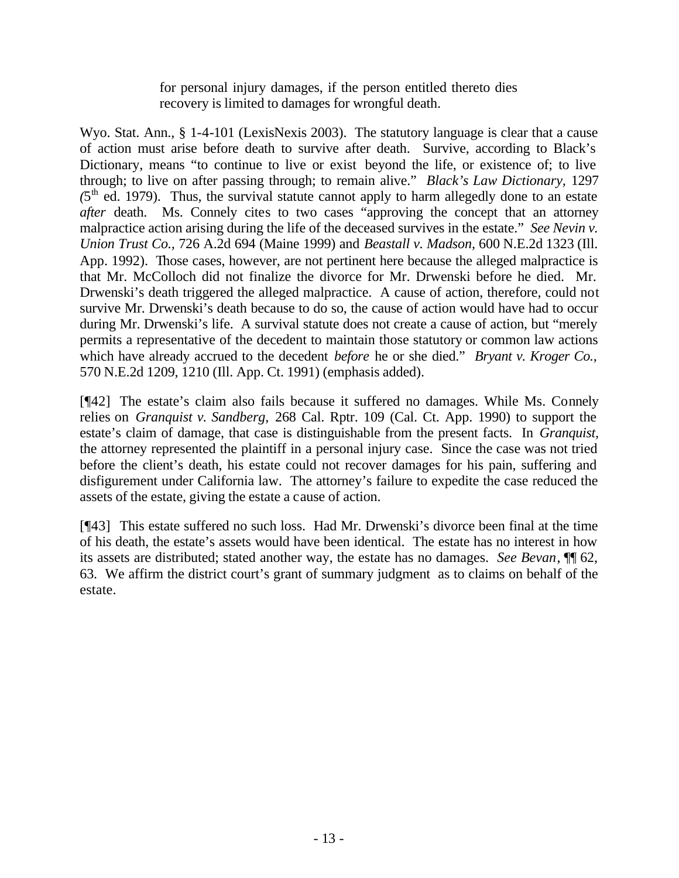> for personal injury damages, if the person entitled thereto dies recovery is limited to damages for wrongful death.

Wyo. Stat. Ann., § 1-4-101 (LexisNexis 2003). The statutory language is clear that a cause of action must arise before death to survive after death. Survive, according to Black's Dictionary, means "to continue to live or exist beyond the life, or existence of; to live through; to live on after passing through; to remain alive." *Black's Law Dictionary,* 1297 (5th ed. 1979). Thus, the survival statute cannot apply to harm allegedly done to an estate *after* death. Ms. Connely cites to two cases "approving the concept that an attorney malpractice action arising during the life of the deceased survives in the estate." *See Nevin v. Union Trust Co.,* 726 A.2d 694 (Maine 1999) and *Beastall v. Madson,* 600 N.E.2d 1323 (Ill. App. 1992). Those cases, however, are not pertinent here because the alleged malpractice is that Mr. McColloch did not finalize the divorce for Mr. Drwenski before he died. Mr. Drwenski's death triggered the alleged malpractice. A cause of action, therefore, could not survive Mr. Drwenski's death because to do so, the cause of action would have had to occur during Mr. Drwenski's life. A survival statute does not create a cause of action, but "merely permits a representative of the decedent to maintain those statutory or common law actions which have already accrued to the decedent *before* he or she died." *Bryant v. Kroger Co.,* 570 N.E.2d 1209, 1210 (Ill. App. Ct. 1991) (emphasis added).

[¶42] The estate's claim also fails because it suffered no damages. While Ms. Connely relies on *Granquist v. Sandberg,* 268 Cal. Rptr. 109 (Cal. Ct. App. 1990) to support the estate's claim of damage, that case is distinguishable from the present facts. In *Granquist,* the attorney represented the plaintiff in a personal injury case. Since the case was not tried before the client's death, his estate could not recover damages for his pain, suffering and disfigurement under California law. The attorney's failure to expedite the case reduced the assets of the estate, giving the estate a cause of action.

[¶43] This estate suffered no such loss. Had Mr. Drwenski's divorce been final at the time of his death, the estate's assets would have been identical. The estate has no interest in how its assets are distributed; stated another way, the estate has no damages. *See Bevan*, ¶¶ 62, 63. We affirm the district court's grant of summary judgment as to claims on behalf of the estate.